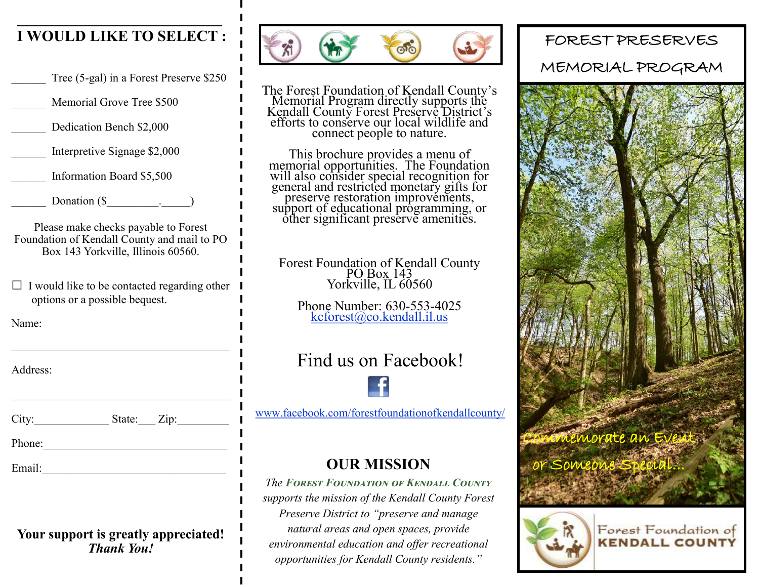## I WOULD LIKE TO SELECT :

______ Tree (5-gal) in a Forest Preserve $250

______ Memorial Grove Tree $500

______ Dedication Bench $2,000

______ Interpretive Signage $2,000

______ Information Board $5,500

______ Donation ($_________._____)

Please make checks payable to Forest Foundation of Kendall County and mail to PO Box 143 Yorkville, Illinois 60560.

☐ I would like to be contacted regarding other options or a possible bequest.

Name:

______________________________________

Address:

______________________________________

City:____________ State:___ Zip:_________

Phone:________________________________

Email:________________________________

**Your support is greatly appreciated!**
***Thank You!***

The Forest Foundation of Kendall County's Memorial Program directly supports the Kendall County Forest Preserve District's efforts to conserve our local wildlife and connect people to nature.

This brochure provides a menu of memorial opportunities. The Foundation will also consider special recognition for general and restricted monetary gifts for preserve restoration improvements, support of educational programming, or other significant preserve amenities.

Forest Foundation of Kendall County
PO Box 143
Yorkville, IL 60560

Phone Number: 630-553-4025
kcforest@co.kendall.il.us

## Find us on Facebook!

www.facebook.com/forestfoundationofkendallcounty/

## OUR MISSION

*The **Forest Foundation of Kendall County** supports the mission of the Kendall County Forest Preserve District to "preserve and manage natural areas and open spaces, provide environmental education and offer recreational opportunities for Kendall County residents."*

# FOREST PRESERVES MEMORIAL PROGRAM

Commemorate an Event or Someone Special...

Forest Foundation of KENDALL COUNTY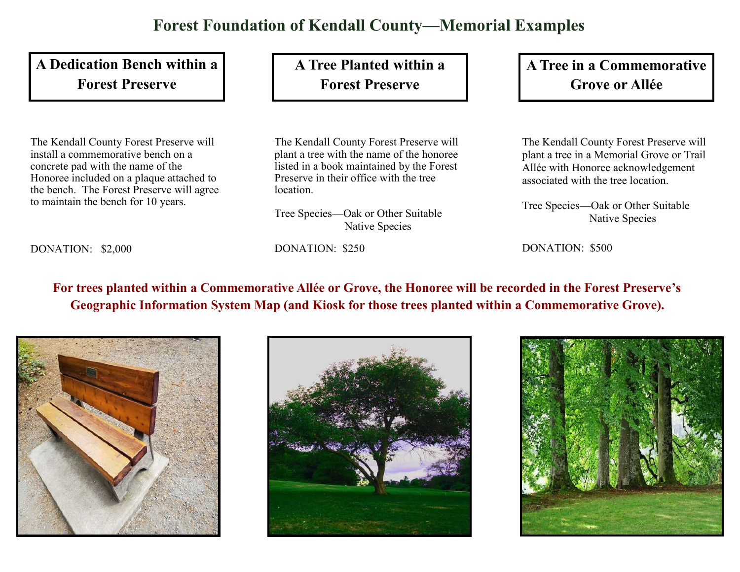# Forest Foundation of Kendall County—Memorial Examples

## A Dedication Bench within a Forest Preserve

The Kendall County Forest Preserve will install a commemorative bench on a concrete pad with the name of the Honoree included on a plaque attached to the bench. The Forest Preserve will agree to maintain the bench for 10 years.

DONATION: $2,000

## A Tree Planted within a Forest Preserve

The Kendall County Forest Preserve will plant a tree with the name of the honoree listed in a book maintained by the Forest Preserve in their office with the tree location.

Tree Species—Oak or Other Suitable Native Species

DONATION: $250

## A Tree in a Commemorative Grove or Allée

The Kendall County Forest Preserve will plant a tree in a Memorial Grove or Trail Allée with Honoree acknowledgement associated with the tree location.

Tree Species—Oak or Other Suitable Native Species

DONATION: $500

**For trees planted within a Commemorative Allée or Grove, the Honoree will be recorded in the Forest Preserve's Geographic Information System Map (and Kiosk for those trees planted within a Commemorative Grove).**